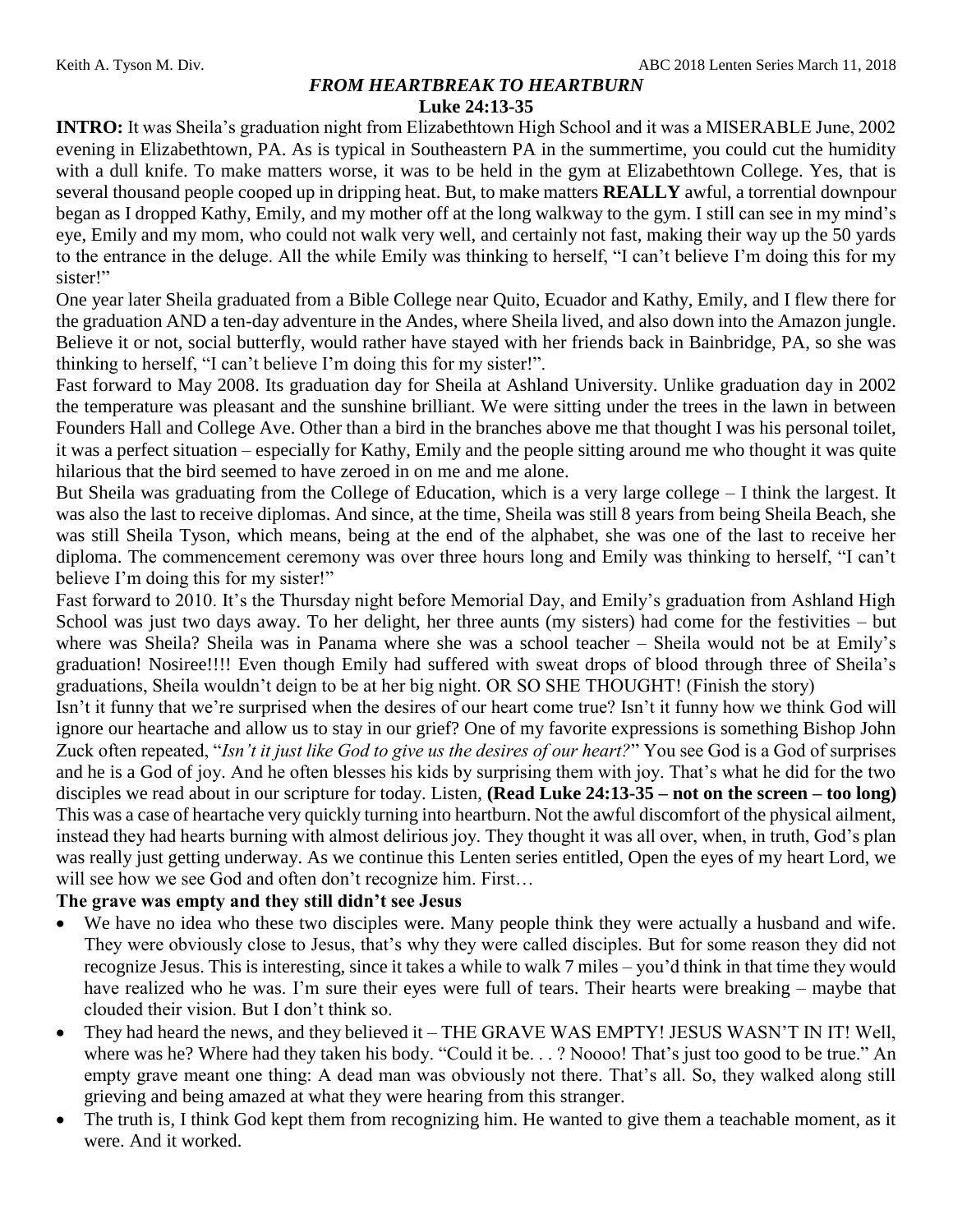# *FROM HEARTBREAK TO HEARTBURN*

**Luke 24:13-35**

**INTRO:** It was Sheila's graduation night from Elizabethtown High School and it was a MISERABLE June, 2002 evening in Elizabethtown, PA. As is typical in Southeastern PA in the summertime, you could cut the humidity with a dull knife. To make matters worse, it was to be held in the gym at Elizabethtown College. Yes, that is several thousand people cooped up in dripping heat. But, to make matters **REALLY** awful, a torrential downpour began as I dropped Kathy, Emily, and my mother off at the long walkway to the gym. I still can see in my mind's eye, Emily and my mom, who could not walk very well, and certainly not fast, making their way up the 50 yards to the entrance in the deluge. All the while Emily was thinking to herself, "I can't believe I'm doing this for my sister!"

One year later Sheila graduated from a Bible College near Quito, Ecuador and Kathy, Emily, and I flew there for the graduation AND a ten-day adventure in the Andes, where Sheila lived, and also down into the Amazon jungle. Believe it or not, social butterfly, would rather have stayed with her friends back in Bainbridge, PA, so she was thinking to herself, "I can't believe I'm doing this for my sister!".

Fast forward to May 2008. Its graduation day for Sheila at Ashland University. Unlike graduation day in 2002 the temperature was pleasant and the sunshine brilliant. We were sitting under the trees in the lawn in between Founders Hall and College Ave. Other than a bird in the branches above me that thought I was his personal toilet, it was a perfect situation – especially for Kathy, Emily and the people sitting around me who thought it was quite hilarious that the bird seemed to have zeroed in on me and me alone.

But Sheila was graduating from the College of Education, which is a very large college – I think the largest. It was also the last to receive diplomas. And since, at the time, Sheila was still 8 years from being Sheila Beach, she was still Sheila Tyson, which means, being at the end of the alphabet, she was one of the last to receive her diploma. The commencement ceremony was over three hours long and Emily was thinking to herself, "I can't believe I'm doing this for my sister!"

Fast forward to 2010. It's the Thursday night before Memorial Day, and Emily's graduation from Ashland High School was just two days away. To her delight, her three aunts (my sisters) had come for the festivities – but where was Sheila? Sheila was in Panama where she was a school teacher – Sheila would not be at Emily's graduation! Nosiree!!!! Even though Emily had suffered with sweat drops of blood through three of Sheila's graduations, Sheila wouldn't deign to be at her big night. OR SO SHE THOUGHT! (Finish the story)

Isn't it funny that we're surprised when the desires of our heart come true? Isn't it funny how we think God will ignore our heartache and allow us to stay in our grief? One of my favorite expressions is something Bishop John Zuck often repeated, "*Isn't it just like God to give us the desires of our heart?*" You see God is a God of surprises and he is a God of joy. And he often blesses his kids by surprising them with joy. That's what he did for the two disciples we read about in our scripture for today. Listen, **(Read Luke 24:13-35 – not on the screen – too long)** This was a case of heartache very quickly turning into heartburn. Not the awful discomfort of the physical ailment, instead they had hearts burning with almost delirious joy. They thought it was all over, when, in truth, God's plan was really just getting underway. As we continue this Lenten series entitled, Open the eyes of my heart Lord, we will see how we see God and often don't recognize him. First…

**The grave was empty and they still didn't see Jesus**

- We have no idea who these two disciples were. Many people think they were actually a husband and wife. They were obviously close to Jesus, that's why they were called disciples. But for some reason they did not recognize Jesus. This is interesting, since it takes a while to walk 7 miles – you'd think in that time they would have realized who he was. I'm sure their eyes were full of tears. Their hearts were breaking – maybe that clouded their vision. But I don't think so.
- They had heard the news, and they believed it – THE GRAVE WAS EMPTY! JESUS WASN'T IN IT! Well, where was he? Where had they taken his body. "Could it be. . . ? Noooo! That's just too good to be true." An empty grave meant one thing: A dead man was obviously not there. That's all. So, they walked along still grieving and being amazed at what they were hearing from this stranger.
- The truth is, I think God kept them from recognizing him. He wanted to give them a teachable moment, as it were. And it worked.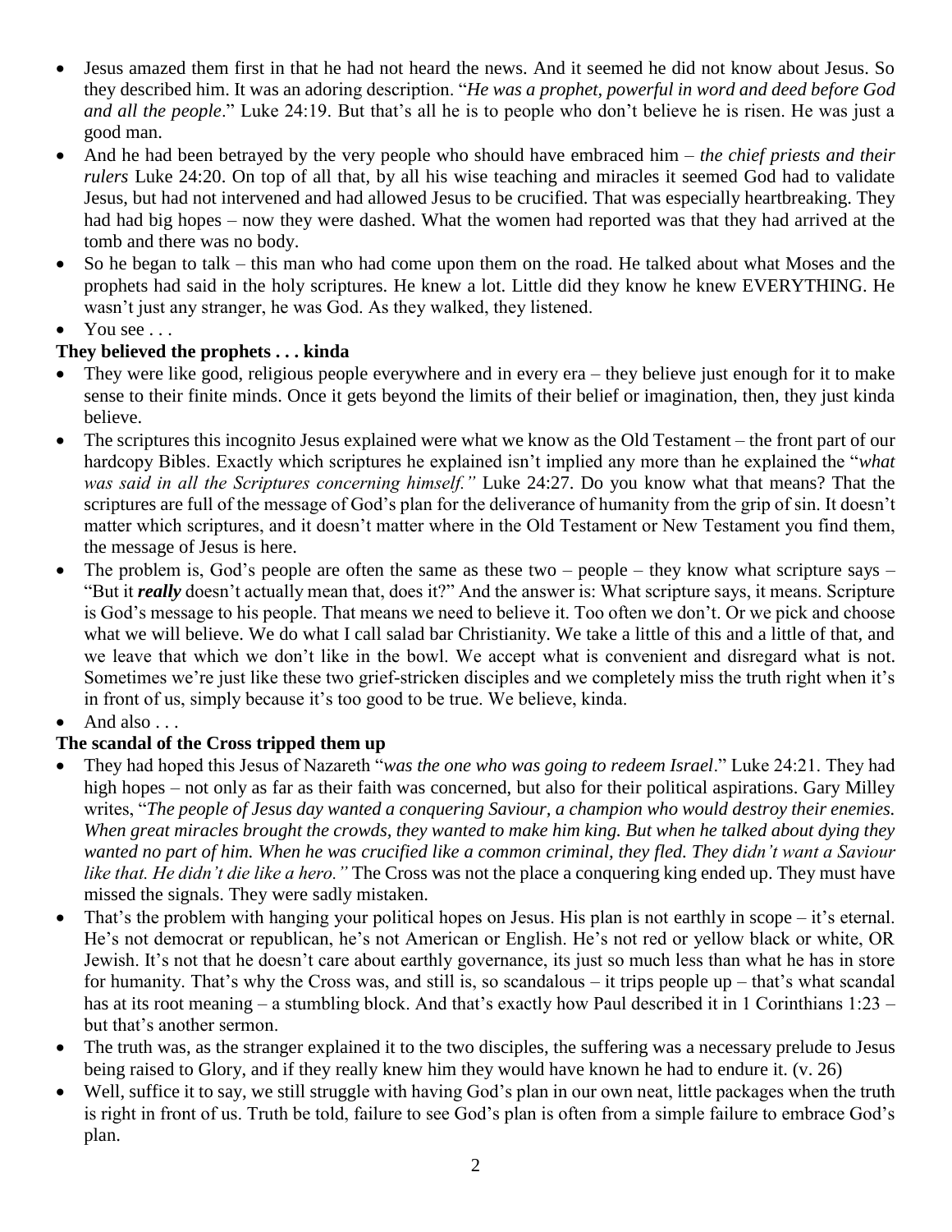- Jesus amazed them first in that he had not heard the news. And it seemed he did not know about Jesus. So they described him. It was an adoring description. "*He was a prophet, powerful in word and deed before God and all the people*." Luke 24:19. But that's all he is to people who don't believe he is risen. He was just a good man.
- And he had been betrayed by the very people who should have embraced him – *the chief priests and their rulers* Luke 24:20. On top of all that, by all his wise teaching and miracles it seemed God had to validate Jesus, but had not intervened and had allowed Jesus to be crucified. That was especially heartbreaking. They had had big hopes – now they were dashed. What the women had reported was that they had arrived at the tomb and there was no body.
- So he began to talk – this man who had come upon them on the road. He talked about what Moses and the prophets had said in the holy scriptures. He knew a lot. Little did they know he knew EVERYTHING. He wasn't just any stranger, he was God. As they walked, they listened.
- You see . . .

**They believed the prophets . . . kinda**

- They were like good, religious people everywhere and in every era – they believe just enough for it to make sense to their finite minds. Once it gets beyond the limits of their belief or imagination, then, they just kinda believe.
- The scriptures this incognito Jesus explained were what we know as the Old Testament – the front part of our hardcopy Bibles. Exactly which scriptures he explained isn't implied any more than he explained the "*what was said in all the Scriptures concerning himself."* Luke 24:27. Do you know what that means? That the scriptures are full of the message of God's plan for the deliverance of humanity from the grip of sin. It doesn't matter which scriptures, and it doesn't matter where in the Old Testament or New Testament you find them, the message of Jesus is here.
- The problem is, God's people are often the same as these two – people – they know what scripture says – "But it ***really*** doesn't actually mean that, does it?" And the answer is: What scripture says, it means. Scripture is God's message to his people. That means we need to believe it. Too often we don't. Or we pick and choose what we will believe. We do what I call salad bar Christianity. We take a little of this and a little of that, and we leave that which we don't like in the bowl. We accept what is convenient and disregard what is not. Sometimes we're just like these two grief-stricken disciples and we completely miss the truth right when it's in front of us, simply because it's too good to be true. We believe, kinda.
- And also . . .

**The scandal of the Cross tripped them up**

- They had hoped this Jesus of Nazareth "*was the one who was going to redeem Israel*." Luke 24:21. They had high hopes – not only as far as their faith was concerned, but also for their political aspirations. Gary Milley writes, "*The people of Jesus day wanted a conquering Saviour, a champion who would destroy their enemies. When great miracles brought the crowds, they wanted to make him king. But when he talked about dying they wanted no part of him. When he was crucified like a common criminal, they fled. They didn't want a Saviour like that. He didn't die like a hero."* The Cross was not the place a conquering king ended up. They must have missed the signals. They were sadly mistaken.
- That's the problem with hanging your political hopes on Jesus. His plan is not earthly in scope – it's eternal. He's not democrat or republican, he's not American or English. He's not red or yellow black or white, OR Jewish. It's not that he doesn't care about earthly governance, its just so much less than what he has in store for humanity. That's why the Cross was, and still is, so scandalous – it trips people up – that's what scandal has at its root meaning – a stumbling block. And that's exactly how Paul described it in 1 Corinthians 1:23 – but that's another sermon.
- The truth was, as the stranger explained it to the two disciples, the suffering was a necessary prelude to Jesus being raised to Glory, and if they really knew him they would have known he had to endure it. (v. 26)
- Well, suffice it to say, we still struggle with having God's plan in our own neat, little packages when the truth is right in front of us. Truth be told, failure to see God's plan is often from a simple failure to embrace God's plan.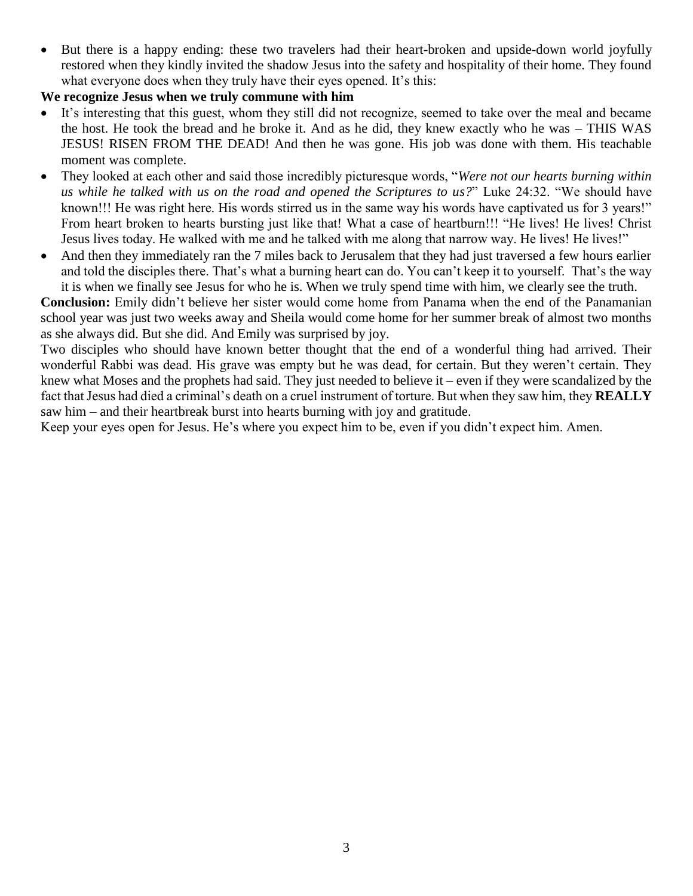- But there is a happy ending: these two travelers had their heart-broken and upside-down world joyfully restored when they kindly invited the shadow Jesus into the safety and hospitality of their home. They found what everyone does when they truly have their eyes opened. It's this:

**We recognize Jesus when we truly commune with him**

- It's interesting that this guest, whom they still did not recognize, seemed to take over the meal and became the host. He took the bread and he broke it. And as he did, they knew exactly who he was – THIS WAS JESUS! RISEN FROM THE DEAD! And then he was gone. His job was done with them. His teachable moment was complete.
- They looked at each other and said those incredibly picturesque words, "*Were not our hearts burning within us while he talked with us on the road and opened the Scriptures to us?*" Luke 24:32. "We should have known!!! He was right here. His words stirred us in the same way his words have captivated us for 3 years!" From heart broken to hearts bursting just like that! What a case of heartburn!!! "He lives! He lives! Christ Jesus lives today. He walked with me and he talked with me along that narrow way. He lives! He lives!"
- And then they immediately ran the 7 miles back to Jerusalem that they had just traversed a few hours earlier and told the disciples there. That's what a burning heart can do. You can't keep it to yourself. That's the way it is when we finally see Jesus for who he is. When we truly spend time with him, we clearly see the truth.

**Conclusion:** Emily didn't believe her sister would come home from Panama when the end of the Panamanian school year was just two weeks away and Sheila would come home for her summer break of almost two months as she always did. But she did. And Emily was surprised by joy.

Two disciples who should have known better thought that the end of a wonderful thing had arrived. Their wonderful Rabbi was dead. His grave was empty but he was dead, for certain. But they weren't certain. They knew what Moses and the prophets had said. They just needed to believe it – even if they were scandalized by the fact that Jesus had died a criminal's death on a cruel instrument of torture. But when they saw him, they **REALLY** saw him – and their heartbreak burst into hearts burning with joy and gratitude.

Keep your eyes open for Jesus. He's where you expect him to be, even if you didn't expect him. Amen.